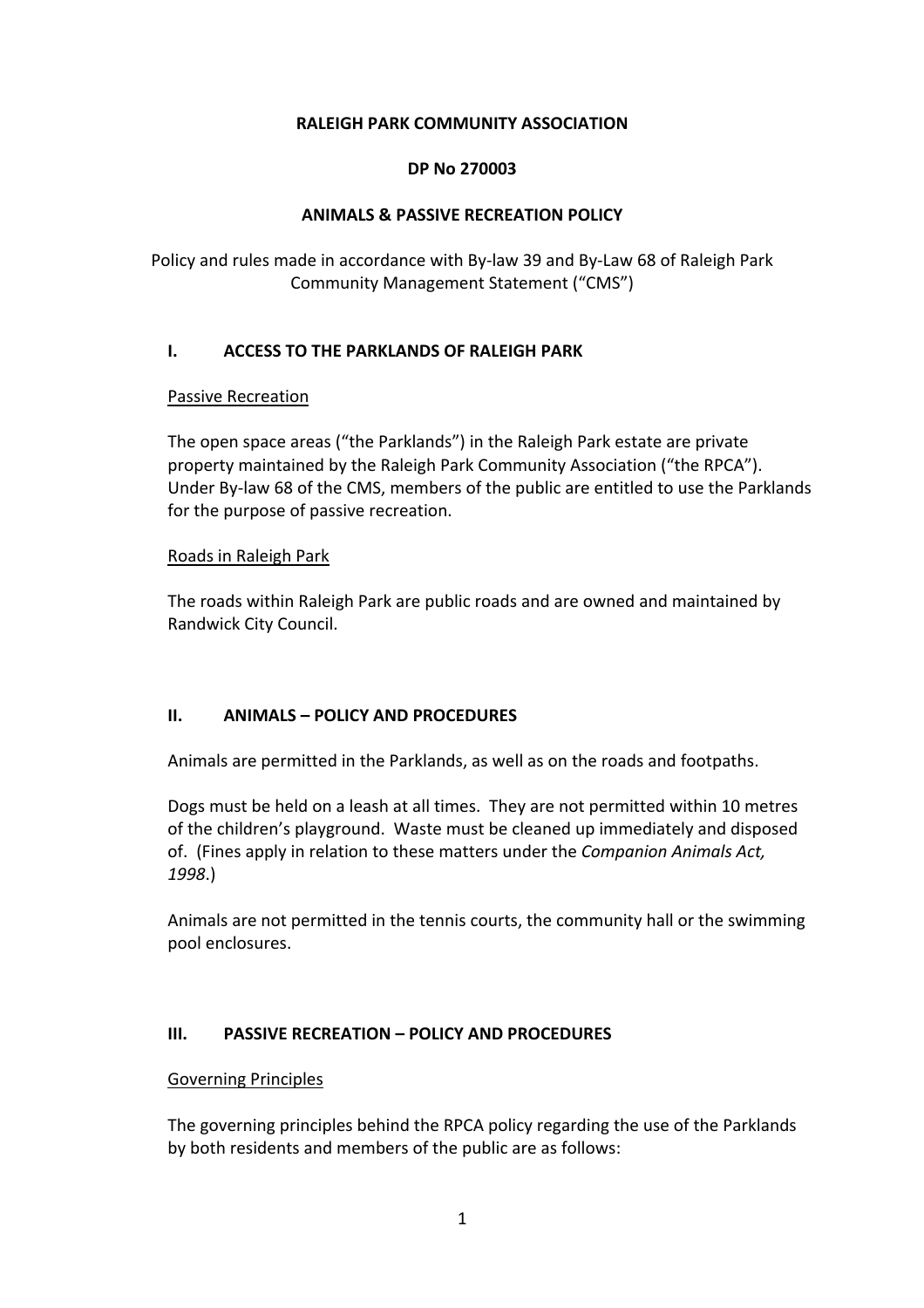**RALEIGH PARK COMMUNITY ASSOCIATION**

**DP No 270003**

**ANIMALS & PASSIVE RECREATION POLICY**

Policy and rules made in accordance with By-law 39 and By-Law 68 of Raleigh Park Community Management Statement ("CMS")

## I. ACCESS TO THE PARKLANDS OF RALEIGH PARK

<u>Passive Recreation</u>

The open space areas ("the Parklands") in the Raleigh Park estate are private property maintained by the Raleigh Park Community Association ("the RPCA"). Under By-law 68 of the CMS, members of the public are entitled to use the Parklands for the purpose of passive recreation.

<u>Roads in Raleigh Park</u>

The roads within Raleigh Park are public roads and are owned and maintained by Randwick City Council.

## II. ANIMALS – POLICY AND PROCEDURES

Animals are permitted in the Parklands, as well as on the roads and footpaths.

Dogs must be held on a leash at all times. They are not permitted within 10 metres of the children's playground. Waste must be cleaned up immediately and disposed of. (Fines apply in relation to these matters under the *Companion Animals Act, 1998*.)

Animals are not permitted in the tennis courts, the community hall or the swimming pool enclosures.

## III. PASSIVE RECREATION – POLICY AND PROCEDURES

<u>Governing Principles</u>

The governing principles behind the RPCA policy regarding the use of the Parklands by both residents and members of the public are as follows: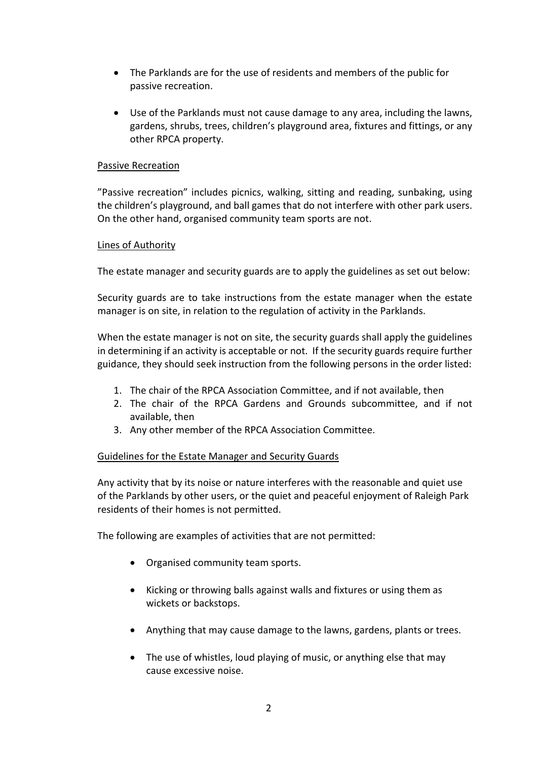- The Parklands are for the use of residents and members of the public for passive recreation.
- Use of the Parklands must not cause damage to any area, including the lawns, gardens, shrubs, trees, children's playground area, fixtures and fittings, or any other RPCA property.

## Passive Recreation

"Passive recreation" includes picnics, walking, sitting and reading, sunbaking, using the children's playground, and ball games that do not interfere with other park users. On the other hand, organised community team sports are not.

## Lines of Authority

The estate manager and security guards are to apply the guidelines as set out below:

Security guards are to take instructions from the estate manager when the estate manager is on site, in relation to the regulation of activity in the Parklands.

When the estate manager is not on site, the security guards shall apply the guidelines in determining if an activity is acceptable or not. If the security guards require further guidance, they should seek instruction from the following persons in the order listed:

1. The chair of the RPCA Association Committee, and if not available, then
2. The chair of the RPCA Gardens and Grounds subcommittee, and if not available, then
3. Any other member of the RPCA Association Committee.

## Guidelines for the Estate Manager and Security Guards

Any activity that by its noise or nature interferes with the reasonable and quiet use of the Parklands by other users, or the quiet and peaceful enjoyment of Raleigh Park residents of their homes is not permitted.

The following are examples of activities that are not permitted:

- Organised community team sports.
- Kicking or throwing balls against walls and fixtures or using them as wickets or backstops.
- Anything that may cause damage to the lawns, gardens, plants or trees.
- The use of whistles, loud playing of music, or anything else that may cause excessive noise.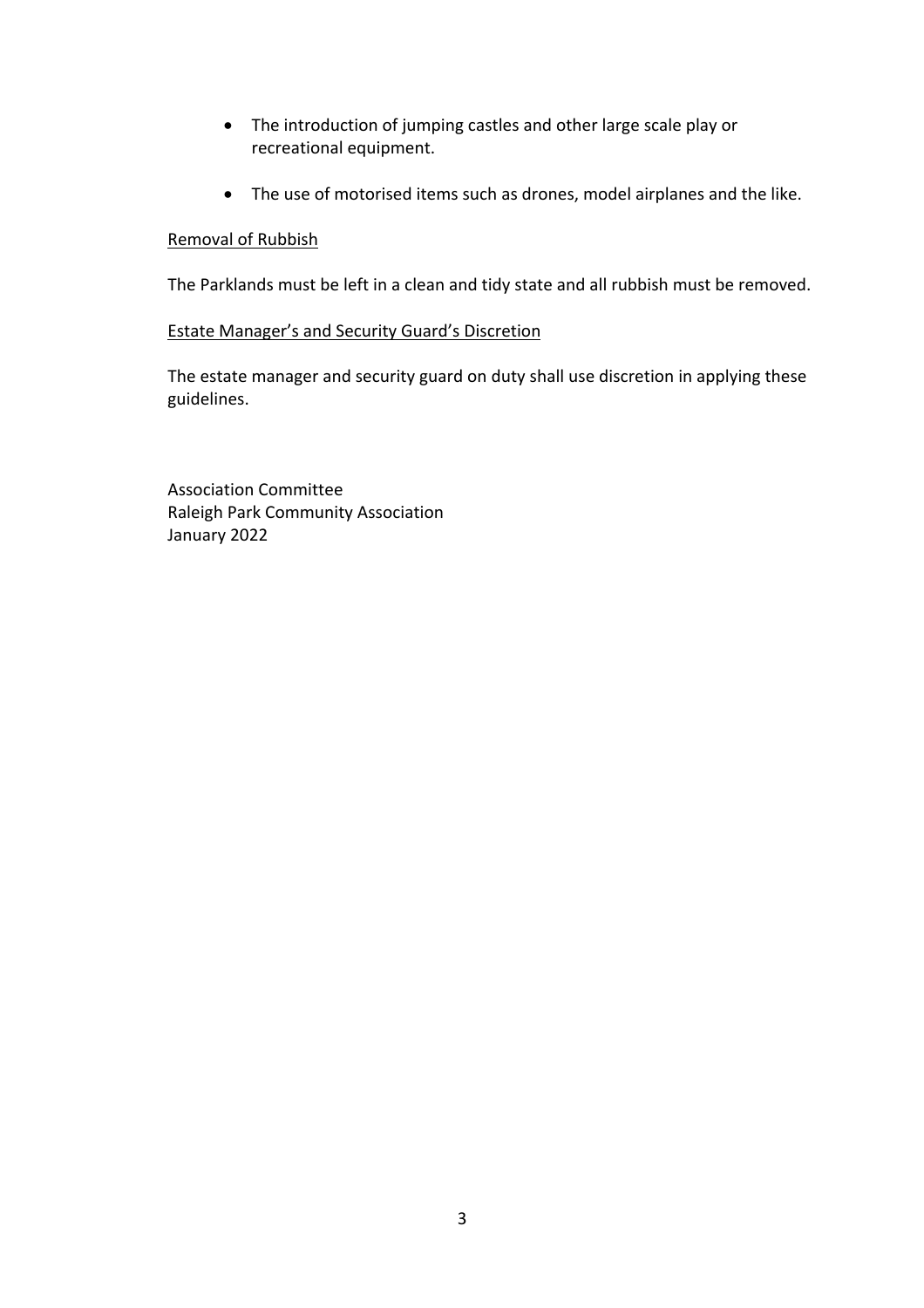- The introduction of jumping castles and other large scale play or recreational equipment.
- The use of motorised items such as drones, model airplanes and the like.

<u>Removal of Rubbish</u>

The Parklands must be left in a clean and tidy state and all rubbish must be removed.

<u>Estate Manager's and Security Guard's Discretion</u>

The estate manager and security guard on duty shall use discretion in applying these guidelines.

Association Committee
Raleigh Park Community Association
January 2022